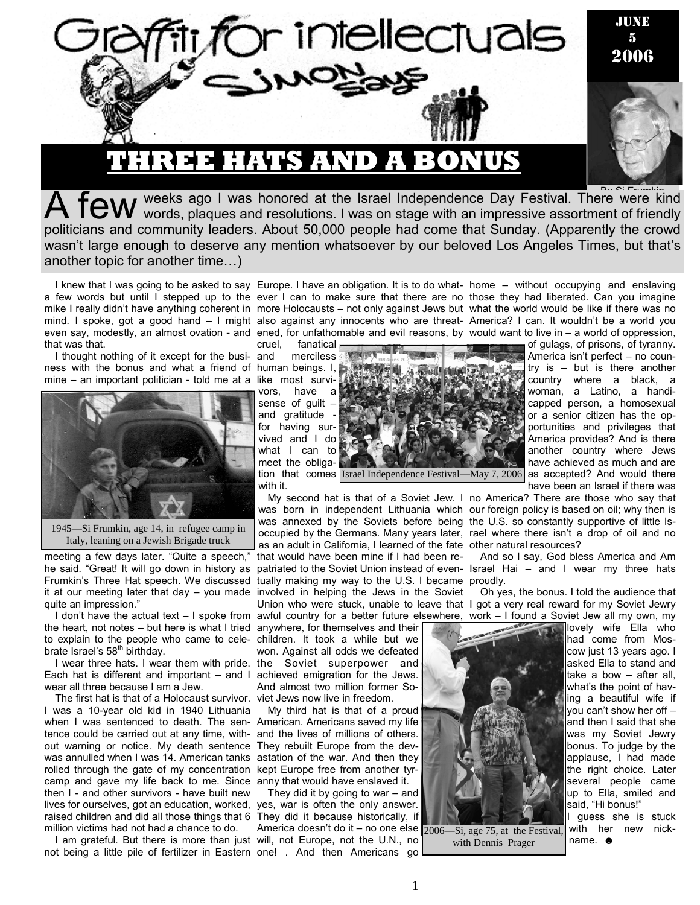# Graffiti for intellectuals

## Simon Says

JUNE 5 2006

# THREE HATS AND A BONUS

By Si Frumkin

A few weeks ago I was honored at the Israel Independence Day Festival. There were kind words, plaques and resolutions. I was on stage with an impressive assortment of friendly politicians and community leaders. About 50,000 people had come that Sunday. (Apparently the crowd wasn't large enough to deserve any mention whatsoever by our beloved Los Angeles Times, but that's another topic for another time…)

I knew that I was going to be asked to say a few words but until I stepped up to the mike I really didn't have anything coherent in mind. I spoke, got a good hand – I might even say, modestly, an almost ovation - and that was that.

I thought nothing of it except for the business with the bonus and what a friend of mine – an important politician - told me at a meeting a few days later. "Quite a speech," he said. "Great! It will go down in history as Frumkin's Three Hat speech. We discussed it at our meeting later that day – you made quite an impression."

1945—Si Frumkin, age 14, in refugee camp in Italy, leaning on a Jewish Brigade truck

I don't have the actual text – I spoke from the heart, not notes – but here is what I tried to explain to the people who came to celebrate Israel's 58th birthday.

I wear three hats. I wear them with pride. Each hat is different and important – and I wear all three because I am a Jew.

The first hat is that of a Holocaust survivor. I was a 10-year old kid in 1940 Lithuania when I was sentenced to death. The sentence could be carried out at any time, without warning or notice. My death sentence was annulled when I was 14. American tanks rolled through the gate of my concentration camp and gave my life back to me. Since then I - and other survivors - have built new lives for ourselves, got an education, worked, raised children and did all those things that 6 million victims had not had a chance to do.

I am grateful. But there is more than just not being a little pile of fertilizer in Eastern Europe. I have an obligation. It is to do whatever I can to make sure that there are no more Holocausts – not only against Jews but also against any innocents who are threatened, for unfathomable and evil reasons, by cruel, fanatical and merciless human beings. I, like most survivors, have a sense of guilt – and gratitude - for having survived and I do what I can to meet the obligation that comes with it.

Israel Independence Festival—May 7, 2006

My second hat is that of a Soviet Jew. I was born in independent Lithuania which was annexed by the Soviets before being occupied by the Germans. Many years later, as an adult in California, I learned of the fate that would have been mine if I had been repatriated to the Soviet Union instead of eventually making my way to the U.S. I became involved in helping the Jews in the Soviet Union who were stuck, unable to leave that awful country for a better future elsewhere, anywhere, for themselves and their children. It took a while but we won. Against all odds we defeated the Soviet superpower and achieved emigration for the Jews. And almost two million former Soviet Jews now live in freedom.

My third hat is that of a proud American. Americans saved my life and the lives of millions of others. They rebuilt Europe from the devastation of the war. And then they kept Europe free from another tyranny that would have enslaved it.

They did it by going to war – and yes, war is often the only answer. They did it because historically, if America doesn't do it – no one else will, not Europe, not the U.N., no one! . And then Americans go home – without occupying and enslaving those they had liberated. Can you imagine what the world would be like if there was no America? I can. It wouldn't be a world you would want to live in – a world of oppression, of gulags, of prisons, of tyranny. America isn't perfect – no country is – but is there another country where a black, a woman, a Latino, a handicapped person, a homosexual or a senior citizen has the opportunities and privileges that America provides? And is there another country where Jews have achieved as much and are as accepted? And would there have been an Israel if there was no America? There are those who say that our foreign policy is based on oil; why then is the U.S. so constantly supportive of little Israel where there isn't a drop of oil and no other natural resources?

And so I say, God bless America and Am Israel Hai – and I wear my three hats proudly.

Oh yes, the bonus. I told the audience that I got a very real reward for my Soviet Jewry work – I found a Soviet Jew all my own, my lovely wife Ella who had come from Moscow just 13 years ago. I asked Ella to stand and take a bow – after all, what's the point of having a beautiful wife if you can't show her off – and then I said that she was my Soviet Jewry bonus. To judge by the applause, I had made the right choice. Later several people came up to Ella, smiled and said, "Hi bonus!"

2006—Si, age 75, at the Festival, with Dennis Prager

I guess she is stuck with her new nickname. ☻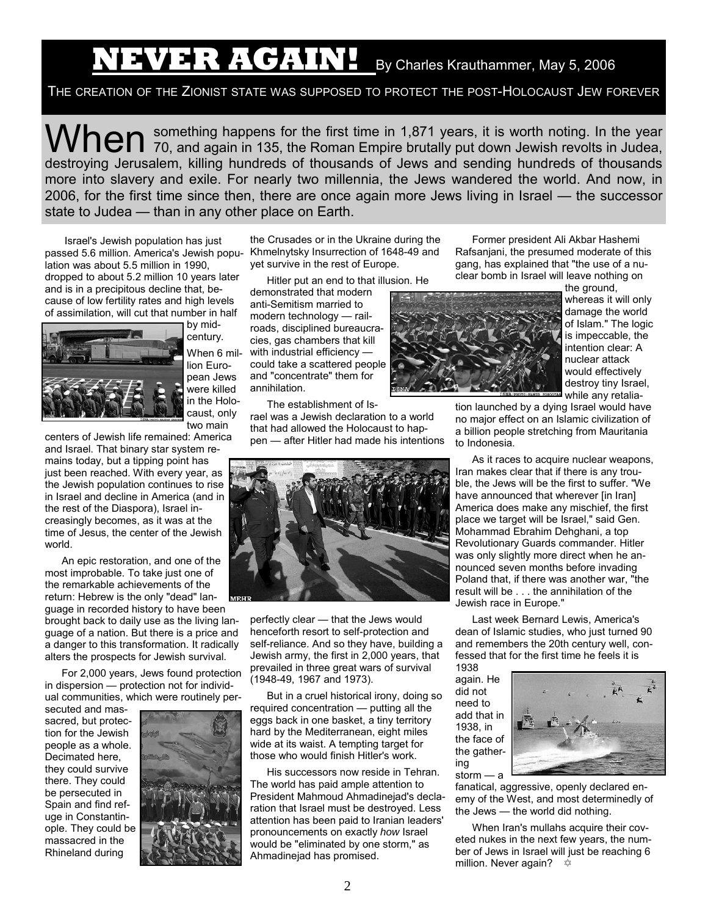# NEVER AGAIN!

By Charles Krauthammer, May 5, 2006

THE CREATION OF THE ZIONIST STATE WAS SUPPOSED TO PROTECT THE POST-HOLOCAUST JEW FOREVER

When something happens for the first time in 1,871 years, it is worth noting. In the year 70, and again in 135, the Roman Empire brutally put down Jewish revolts in Judea, destroying Jerusalem, killing hundreds of thousands of Jews and sending hundreds of thousands more into slavery and exile. For nearly two millennia, the Jews wandered the world. And now, in 2006, for the first time since then, there are once again more Jews living in Israel — the successor state to Judea — than in any other place on Earth.

Israel's Jewish population has just passed 5.6 million. America's Jewish population was about 5.5 million in 1990, dropped to about 5.2 million 10 years later and is in a precipitous decline that, because of low fertility rates and high levels of assimilation, will cut that number in half by mid-century.

When 6 million European Jews were killed in the Holocaust, only two main centers of Jewish life remained: America and Israel. That binary star system remains today, but a tipping point has just been reached. With every year, as the Jewish population continues to rise in Israel and decline in America (and in the rest of the Diaspora), Israel increasingly becomes, as it was at the time of Jesus, the center of the Jewish world.

An epic restoration, and one of the most improbable. To take just one of the remarkable achievements of the return: Hebrew is the only "dead" language in recorded history to have been brought back to daily use as the living language of a nation. But there is a price and a danger to this transformation. It radically alters the prospects for Jewish survival.

For 2,000 years, Jews found protection in dispersion — protection not for individual communities, which were routinely persecuted and massacred, but protection for the Jewish people as a whole. Decimated here, they could survive there. They could be persecuted in Spain and find refuge in Constantinople. They could be massacred in the Rhineland during the Crusades or in the Ukraine during the Khmelnytsky Insurrection of 1648-49 and yet survive in the rest of Europe.

Hitler put an end to that illusion. He demonstrated that modern anti-Semitism married to modern technology — railroads, disciplined bureaucracies, gas chambers that kill with industrial efficiency — could take a scattered people and "concentrate" them for annihilation.

The establishment of Israel was a Jewish declaration to a world that had allowed the Holocaust to happen — after Hitler had made his intentions perfectly clear — that the Jews would henceforth resort to self-protection and self-reliance. And so they have, building a Jewish army, the first in 2,000 years, that prevailed in three great wars of survival (1948-49, 1967 and 1973).

But in a cruel historical irony, doing so required concentration — putting all the eggs back in one basket, a tiny territory hard by the Mediterranean, eight miles wide at its waist. A tempting target for those who would finish Hitler's work.

His successors now reside in Tehran. The world has paid ample attention to President Mahmoud Ahmadinejad's declaration that Israel must be destroyed. Less attention has been paid to Iranian leaders' pronouncements on exactly *how* Israel would be "eliminated by one storm," as Ahmadinejad has promised.

Former president Ali Akbar Hashemi Rafsanjani, the presumed moderate of this gang, has explained that "the use of a nuclear bomb in Israel will leave nothing on the ground, whereas it will only damage the world of Islam." The logic is impeccable, the intention clear: A nuclear attack would effectively destroy tiny Israel, while any retaliation launched by a dying Israel would have no major effect on an Islamic civilization of a billion people stretching from Mauritania to Indonesia.

As it races to acquire nuclear weapons, Iran makes clear that if there is any trouble, the Jews will be the first to suffer. "We have announced that wherever [in Iran] America does make any mischief, the first place we target will be Israel," said Gen. Mohammad Ebrahim Dehghani, a top Revolutionary Guards commander. Hitler was only slightly more direct when he announced seven months before invading Poland that, if there was another war, "the result will be . . . the annihilation of the Jewish race in Europe."

Last week Bernard Lewis, America's dean of Islamic studies, who just turned 90 and remembers the 20th century well, confessed that for the first time he feels it is 1938 again. He did not need to add that in 1938, in the face of the gathering storm — a fanatical, aggressive, openly declared enemy of the West, and most determinedly of the Jews — the world did nothing.

When Iran's mullahs acquire their coveted nukes in the next few years, the number of Jews in Israel will just be reaching 6 million. Never again? ✡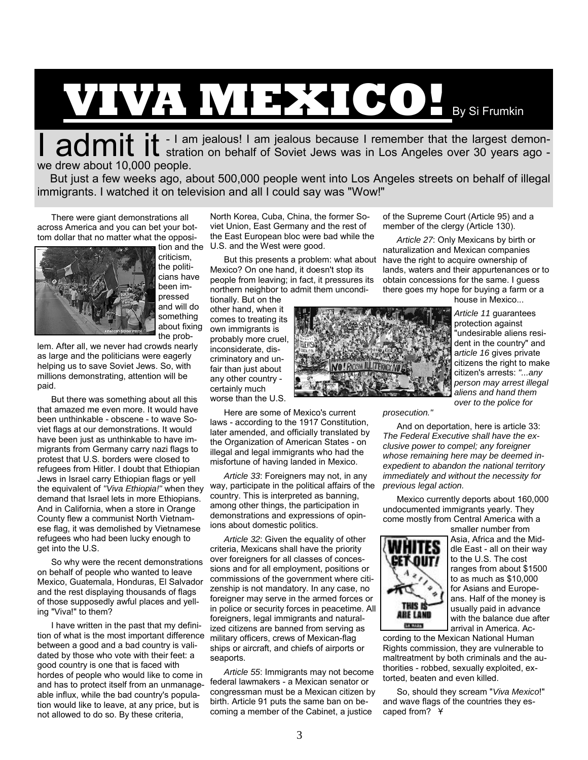# VIVA MEXICO!

By Si Frumkin

I admit it - I am jealous! I am jealous because I remember that the largest demonstration on behalf of Soviet Jews was in Los Angeles over 30 years ago - we drew about 10,000 people.

But just a few weeks ago, about 500,000 people went into Los Angeles streets on behalf of illegal immigrants. I watched it on television and all I could say was "Wow!"

There were giant demonstrations all across America and you can bet your bottom dollar that no matter what the opposition and the criticism, the politicians have been impressed and will do something about fixing the problem. After all, we never had crowds nearly as large and the politicians were eagerly helping us to save Soviet Jews. So, with millions demonstrating, attention will be paid.

But there was something about all this that amazed me even more. It would have been unthinkable - obscene - to wave Soviet flags at our demonstrations. It would have been just as unthinkable to have immigrants from Germany carry nazi flags to protest that U.S. borders were closed to refugees from Hitler. I doubt that Ethiopian Jews in Israel carry Ethiopian flags or yell the equivalent of *"Viva Ethiopia!"* when they demand that Israel lets in more Ethiopians. And in California, when a store in Orange County flew a communist North Vietnamese flag, it was demolished by Vietnamese refugees who had been lucky enough to get into the U.S.

So why were the recent demonstrations on behalf of people who wanted to leave Mexico, Guatemala, Honduras, El Salvador and the rest displaying thousands of flags of those supposedly awful places and yelling "Viva!" to them?

I have written in the past that my definition of what is the most important difference between a good and a bad country is validated by those who vote with their feet: a good country is one that is faced with hordes of people who would like to come in and has to protect itself from an unmanageable influx, while the bad country's population would like to leave, at any price, but is not allowed to do so. By these criteria, North Korea, Cuba, China, the former Soviet Union, East Germany and the rest of the East European bloc were bad while the U.S. and the West were good.

But this presents a problem: what about Mexico? On one hand, it doesn't stop its people from leaving; in fact, it pressures its northern neighbor to admit them unconditionally. But on the other hand, when it comes to treating its own immigrants is probably more cruel, inconsiderate, discriminatory and unfair than just about any other country - certainly much worse than the U.S.

Here are some of Mexico's current laws - according to the 1917 Constitution, later amended, and officially translated by the Organization of American States - on illegal and legal immigrants who had the misfortune of having landed in Mexico.

*Article 33*: Foreigners may not, in any way, participate in the political affairs of the country. This is interpreted as banning, among other things, the participation in demonstrations and expressions of opinions about domestic politics.

*Article 32*: Given the equality of other criteria, Mexicans shall have the priority over foreigners for all classes of concessions and for all employment, positions or commissions of the government where citizenship is not mandatory. In any case, no foreigner may serve in the armed forces or in police or security forces in peacetime. All foreigners, legal immigrants and naturalized citizens are banned from serving as military officers, crews of Mexican-flag ships or aircraft, and chiefs of airports or seaports.

*Article 55*: Immigrants may not become federal lawmakers - a Mexican senator or congressman must be a Mexican citizen by birth. Article 91 puts the same ban on becoming a member of the Cabinet, a justice of the Supreme Court (Article 95) and a member of the clergy (Article 130).

*Article 27*: Only Mexicans by birth or naturalization and Mexican companies have the right to acquire ownership of lands, waters and their appurtenances or to obtain concessions for the same. I guess there goes my hope for buying a farm or a house in Mexico...

*Article 11* guarantees protection against "undesirable aliens resident in the country" and *article 16* gives private citizens the right to make citizen's arrests: *"...any person may arrest illegal aliens and hand them over to the police for prosecution."*

And on deportation, here is article 33: *The Federal Executive shall have the exclusive power to compel; any foreigner whose remaining here may be deemed inexpedient to abandon the national territory immediately and without the necessity for previous legal action.*

Mexico currently deports about 160,000 undocumented immigrants yearly. They come mostly from Central America with a smaller number from Asia, Africa and the Middle East - all on their way to the U.S. The cost ranges from about $1500 to as much as $10,000 for Asians and Europeans. Half of the money is usually paid in advance with the balance due after arrival in America. According to the Mexican National Human Rights commission, they are vulnerable to maltreatment by both criminals and the authorities - robbed, sexually exploited, extorted, beaten and even killed.

So, should they scream "*Viva Mexico*!" and wave flags of the countries they escaped from? ¥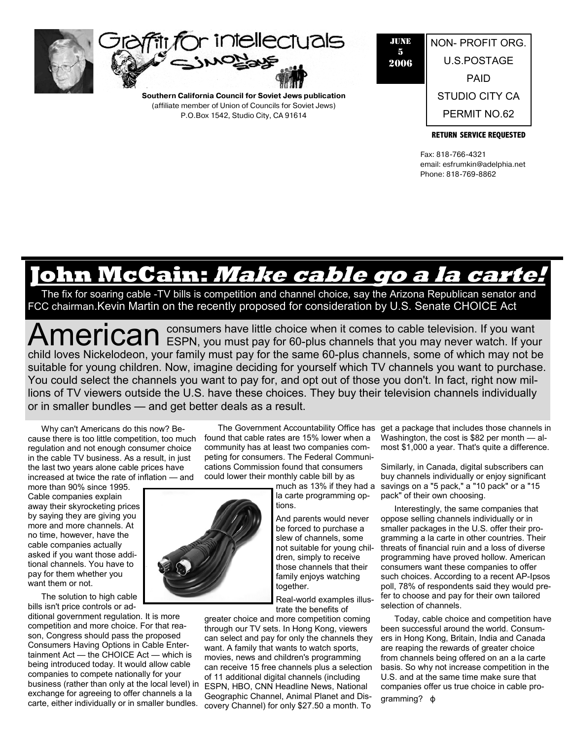# Graffiti for intellectuals — Simon Says

**Southern California Council for Soviet Jews publication**
(affiliate member of Union of Councils for Soviet Jews)
P.O.Box 1542, Studio City, CA 91614

JUNE 5 2006

NON- PROFIT ORG.
U.S.POSTAGE
PAID
STUDIO CITY CA
PERMIT NO.62

**RETURN SERVICE REQUESTED**

Fax: 818-766-4321
email: esfrumkin@adelphia.net
Phone: 818-769-8862

# John McCain: *Make cable go a la carte!*

The fix for soaring cable -TV bills is competition and channel choice, say the Arizona Republican senator and FCC chairman.Kevin Martin on the recently proposed for consideration by U.S. Senate CHOICE Act

American consumers have little choice when it comes to cable television. If you want ESPN, you must pay for 60-plus channels that you may never watch. If your child loves Nickelodeon, your family must pay for the same 60-plus channels, some of which may not be suitable for young children. Now, imagine deciding for yourself which TV channels you want to purchase. You could select the channels you want to pay for, and opt out of those you don't. In fact, right now millions of TV viewers outside the U.S. have these choices. They buy their television channels individually or in smaller bundles — and get better deals as a result.

Why can't Americans do this now? Because there is too little competition, too much regulation and not enough consumer choice in the cable TV business. As a result, in just the last two years alone cable prices have increased at twice the rate of inflation — and more than 90% since 1995. Cable companies explain away their skyrocketing prices by saying they are giving you more and more channels. At no time, however, have the cable companies actually asked if you want those additional channels. You have to pay for them whether you want them or not.

The solution to high cable bills isn't price controls or additional government regulation. It is more competition and more choice. For that reason, Congress should pass the proposed Consumers Having Options in Cable Entertainment Act — the CHOICE Act — which is being introduced today. It would allow cable companies to compete nationally for your business (rather than only at the local level) in exchange for agreeing to offer channels a la carte, either individually or in smaller bundles.

The Government Accountability Office has found that cable rates are 15% lower when a community has at least two companies competing for consumers. The Federal Communications Commission found that consumers could lower their monthly cable bill by as much as 13% if they had a la carte programming options.

And parents would never be forced to purchase a slew of channels, some not suitable for young children, simply to receive those channels that their family enjoys watching together.

Real-world examples illustrate the benefits of greater choice and more competition coming through our TV sets. In Hong Kong, viewers can select and pay for only the channels they want. A family that wants to watch sports, movies, news and children's programming can receive 15 free channels plus a selection of 11 additional digital channels (including ESPN, HBO, CNN Headline News, National Geographic Channel, Animal Planet and Discovery Channel) for only $27.50 a month. To get a package that includes those channels in Washington, the cost is $82 per month — almost $1,000 a year. That's quite a difference.

Similarly, in Canada, digital subscribers can buy channels individually or enjoy significant savings on a "5 pack," a "10 pack" or a "15 pack" of their own choosing.

Interestingly, the same companies that oppose selling channels individually or in smaller packages in the U.S. offer their programming a la carte in other countries. Their threats of financial ruin and a loss of diverse programming have proved hollow. American consumers want these companies to offer such choices. According to a recent AP-Ipsos poll, 78% of respondents said they would prefer to choose and pay for their own tailored selection of channels.

Today, cable choice and competition have been successful around the world. Consumers in Hong Kong, Britain, India and Canada are reaping the rewards of greater choice from channels being offered on an a la carte basis. So why not increase competition in the U.S. and at the same time make sure that companies offer us true choice in cable programming? ϕ